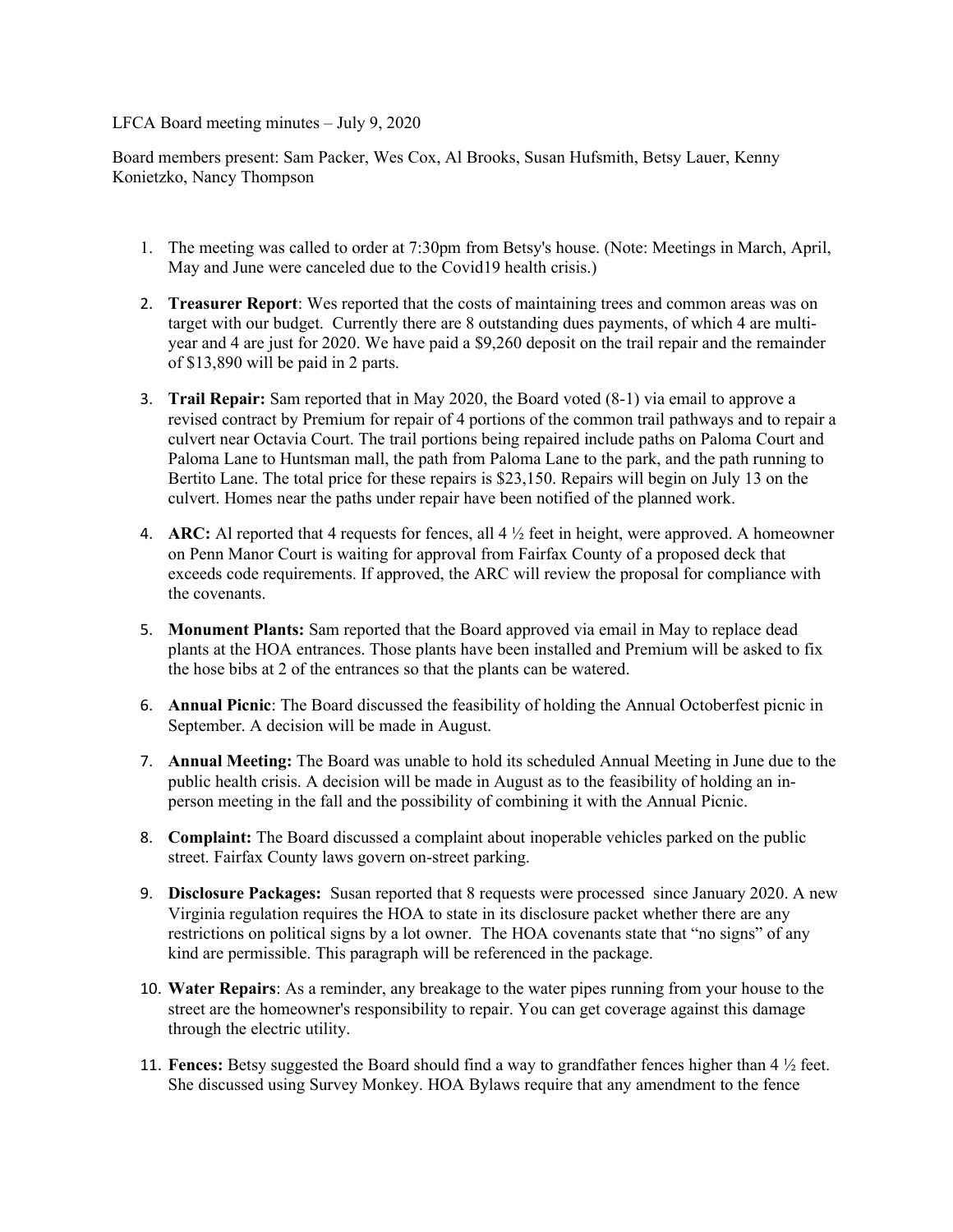LFCA Board meeting minutes – July 9, 2020

Board members present: Sam Packer, Wes Cox, Al Brooks, Susan Hufsmith, Betsy Lauer, Kenny Konietzko, Nancy Thompson

1. The meeting was called to order at 7:30pm from Betsy's house. (Note: Meetings in March, April, May and June were canceled due to the Covid19 health crisis.)
2. **Treasurer Report**: Wes reported that the costs of maintaining trees and common areas was on target with our budget. Currently there are 8 outstanding dues payments, of which 4 are multi-year and 4 are just for 2020. We have paid a $9,260 deposit on the trail repair and the remainder of $13,890 will be paid in 2 parts.
3. **Trail Repair:** Sam reported that in May 2020, the Board voted (8-1) via email to approve a revised contract by Premium for repair of 4 portions of the common trail pathways and to repair a culvert near Octavia Court. The trail portions being repaired include paths on Paloma Court and Paloma Lane to Huntsman mall, the path from Paloma Lane to the park, and the path running to Bertito Lane. The total price for these repairs is $23,150. Repairs will begin on July 13 on the culvert. Homes near the paths under repair have been notified of the planned work.
4. **ARC:** Al reported that 4 requests for fences, all 4 ½ feet in height, were approved. A homeowner on Penn Manor Court is waiting for approval from Fairfax County of a proposed deck that exceeds code requirements. If approved, the ARC will review the proposal for compliance with the covenants.
5. **Monument Plants:** Sam reported that the Board approved via email in May to replace dead plants at the HOA entrances. Those plants have been installed and Premium will be asked to fix the hose bibs at 2 of the entrances so that the plants can be watered.
6. **Annual Picnic**: The Board discussed the feasibility of holding the Annual Octoberfest picnic in September. A decision will be made in August.
7. **Annual Meeting:** The Board was unable to hold its scheduled Annual Meeting in June due to the public health crisis. A decision will be made in August as to the feasibility of holding an in-person meeting in the fall and the possibility of combining it with the Annual Picnic.
8. **Complaint:** The Board discussed a complaint about inoperable vehicles parked on the public street. Fairfax County laws govern on-street parking.
9. **Disclosure Packages:** Susan reported that 8 requests were processed since January 2020. A new Virginia regulation requires the HOA to state in its disclosure packet whether there are any restrictions on political signs by a lot owner. The HOA covenants state that "no signs" of any kind are permissible. This paragraph will be referenced in the package.
10. **Water Repairs**: As a reminder, any breakage to the water pipes running from your house to the street are the homeowner's responsibility to repair. You can get coverage against this damage through the electric utility.
11. **Fences:** Betsy suggested the Board should find a way to grandfather fences higher than 4 ½ feet. She discussed using Survey Monkey. HOA Bylaws require that any amendment to the fence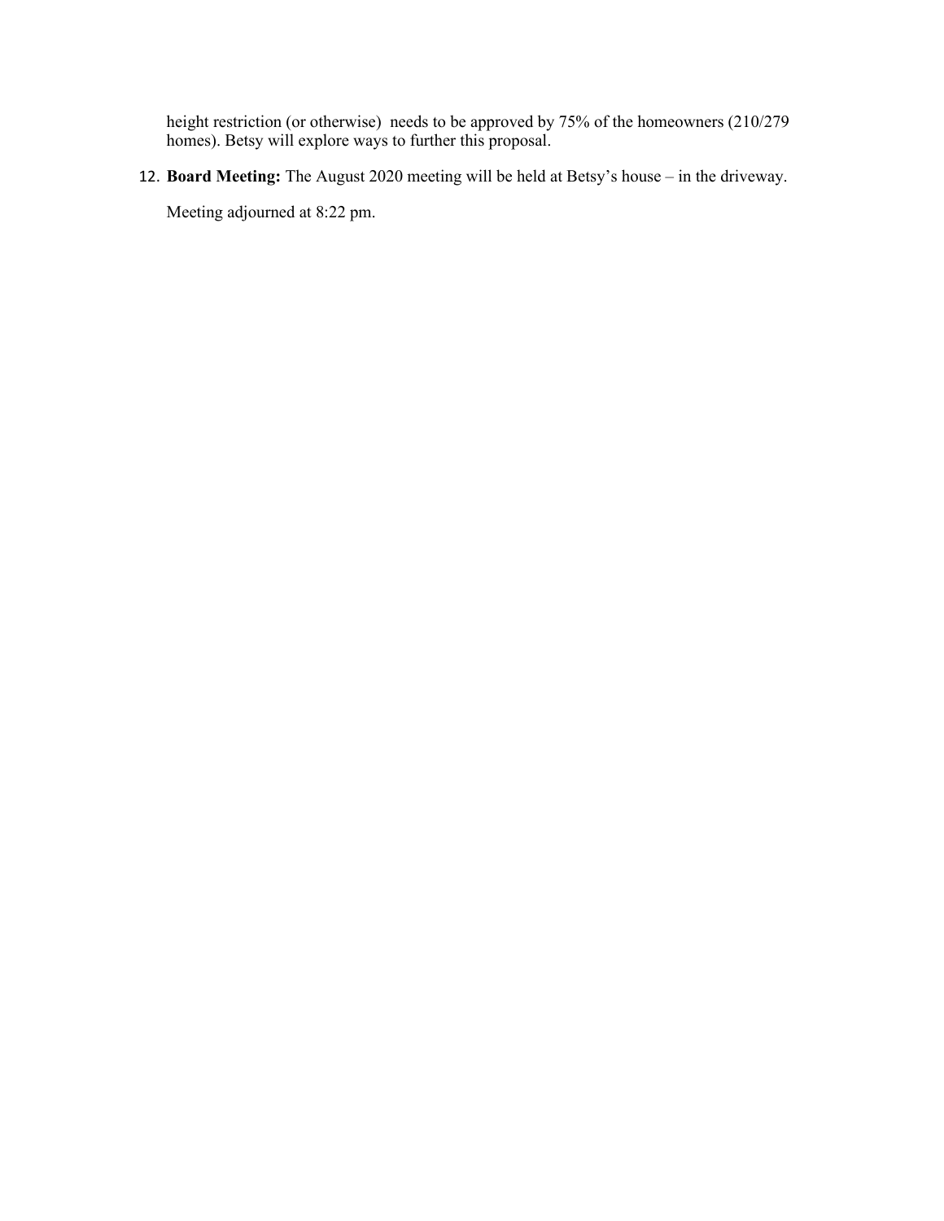height restriction (or otherwise) needs to be approved by 75% of the homeowners (210/279 homes). Betsy will explore ways to further this proposal.

12. **Board Meeting:** The August 2020 meeting will be held at Betsy's house – in the driveway.

    Meeting adjourned at 8:22 pm.